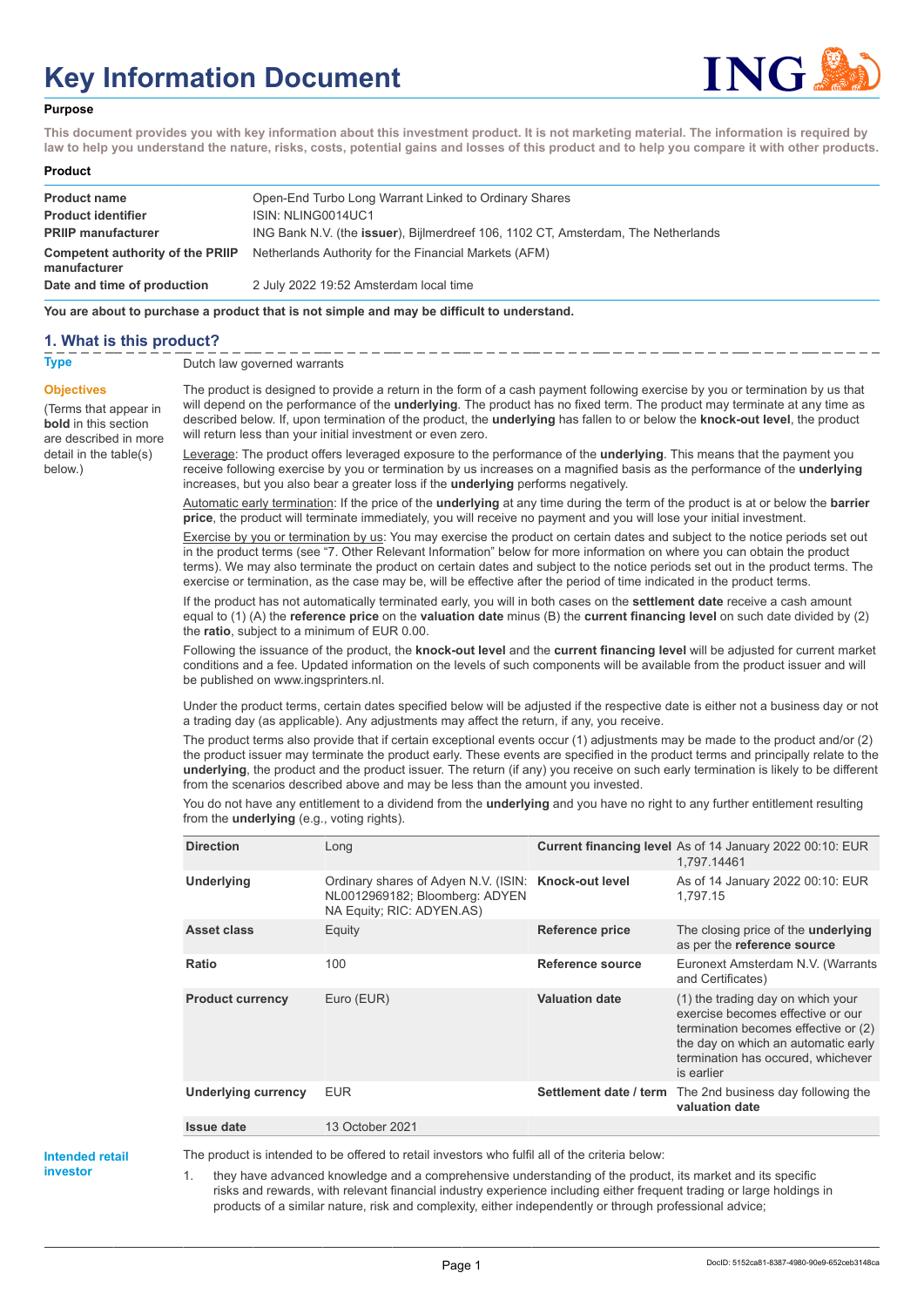# Key Information Document

**Purpose**

**This document provides you with key information about this investment product. It is not marketing material. The information is required by law to help you understand the nature, risks, costs, potential gains and losses of this product and to help you compare it with other products.**

**Product**

| | |
|---|---|
| **Product name** | Open-End Turbo Long Warrant Linked to Ordinary Shares |
| **Product identifier** | ISIN: NLING0014UC1 |
| **PRIIP manufacturer** | ING Bank N.V. (the **issuer**), Bijlmerdreef 106, 1102 CT, Amsterdam, The Netherlands |
| **Competent authority of the PRIIP manufacturer** | Netherlands Authority for the Financial Markets (AFM) |
| **Date and time of production** | 2 July 2022 19:52 Amsterdam local time |

**You are about to purchase a product that is not simple and may be difficult to understand.**

## 1. What is this product?

**Type**

Dutch law governed warrants

**Objectives**

(Terms that appear in **bold** in this section are described in more detail in the table(s) below.)

The product is designed to provide a return in the form of a cash payment following exercise by you or termination by us that will depend on the performance of the **underlying**. The product has no fixed term. The product may terminate at any time as described below. If, upon termination of the product, the **underlying** has fallen to or below the **knock-out level**, the product will return less than your initial investment or even zero.

Leverage: The product offers leveraged exposure to the performance of the **underlying**. This means that the payment you receive following exercise by you or termination by us increases on a magnified basis as the performance of the **underlying** increases, but you also bear a greater loss if the **underlying** performs negatively.

Automatic early termination: If the price of the **underlying** at any time during the term of the product is at or below the **barrier price**, the product will terminate immediately, you will receive no payment and you will lose your initial investment.

Exercise by you or termination by us: You may exercise the product on certain dates and subject to the notice periods set out in the product terms (see "7. Other Relevant Information" below for more information on where you can obtain the product terms). We may also terminate the product on certain dates and subject to the notice periods set out in the product terms. The exercise or termination, as the case may be, will be effective after the period of time indicated in the product terms.

If the product has not automatically terminated early, you will in both cases on the **settlement date** receive a cash amount equal to (1) (A) the **reference price** on the **valuation date** minus (B) the **current financing level** on such date divided by (2) the **ratio**, subject to a minimum of EUR 0.00.

Following the issuance of the product, the **knock-out level** and the **current financing level** will be adjusted for current market conditions and a fee. Updated information on the levels of such components will be available from the product issuer and will be published on www.ingsprinters.nl.

Under the product terms, certain dates specified below will be adjusted if the respective date is either not a business day or not a trading day (as applicable). Any adjustments may affect the return, if any, you receive.

The product terms also provide that if certain exceptional events occur (1) adjustments may be made to the product and/or (2) the product issuer may terminate the product early. These events are specified in the product terms and principally relate to the **underlying**, the product and the product issuer. The return (if any) you receive on such early termination is likely to be different from the scenarios described above and may be less than the amount you invested.

You do not have any entitlement to a dividend from the **underlying** and you have no right to any further entitlement resulting from the **underlying** (e.g., voting rights).

| | | | |
|---|---|---|---|
| **Direction** | Long | **Current financing level** | As of 14 January 2022 00:10: EUR 1,797.14461 |
| **Underlying** | Ordinary shares of Adyen N.V. (ISIN: NL0012969182; Bloomberg: ADYEN NA Equity; RIC: ADYEN.AS) | **Knock-out level** | As of 14 January 2022 00:10: EUR 1,797.15 |
| **Asset class** | Equity | **Reference price** | The closing price of the **underlying** as per the **reference source** |
| **Ratio** | 100 | **Reference source** | Euronext Amsterdam N.V. (Warrants and Certificates) |
| **Product currency** | Euro (EUR) | **Valuation date** | (1) the trading day on which your exercise becomes effective or our termination becomes effective or (2) the day on which an automatic early termination has occured, whichever is earlier |
| **Underlying currency** | EUR | **Settlement date / term** | The 2nd business day following the **valuation date** |
| **Issue date** | 13 October 2021 | | |

**Intended retail investor**

The product is intended to be offered to retail investors who fulfil all of the criteria below:

1. they have advanced knowledge and a comprehensive understanding of the product, its market and its specific risks and rewards, with relevant financial industry experience including either frequent trading or large holdings in products of a similar nature, risk and complexity, either independently or through professional advice;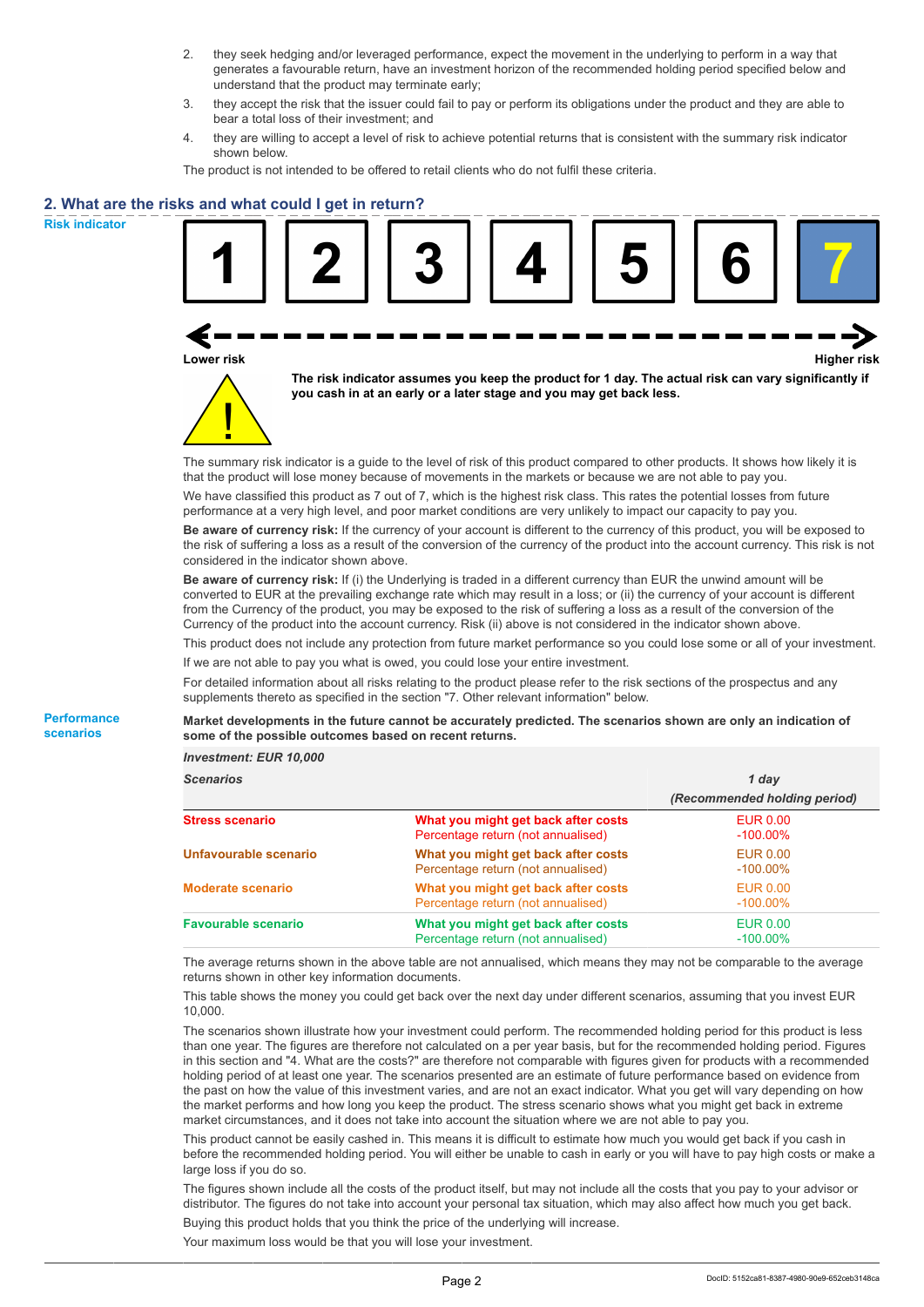2. they seek hedging and/or leveraged performance, expect the movement in the underlying to perform in a way that generates a favourable return, have an investment horizon of the recommended holding period specified below and understand that the product may terminate early;
3. they accept the risk that the issuer could fail to pay or perform its obligations under the product and they are able to bear a total loss of their investment; and
4. they are willing to accept a level of risk to achieve potential returns that is consistent with the summary risk indicator shown below.

The product is not intended to be offered to retail clients who do not fulfil these criteria.

## 2. What are the risks and what could I get in return?

**Risk indicator**

| 1 | 2 | 3 | 4 | 5 | 6 | **7** |
|---|---|---|---|---|---|---|

Lower risk ← → Higher risk

**The risk indicator assumes you keep the product for 1 day. The actual risk can vary significantly if you cash in at an early or a later stage and you may get back less.**

The summary risk indicator is a guide to the level of risk of this product compared to other products. It shows how likely it is that the product will lose money because of movements in the markets or because we are not able to pay you.

We have classified this product as 7 out of 7, which is the highest risk class. This rates the potential losses from future performance at a very high level, and poor market conditions are very unlikely to impact our capacity to pay you.

**Be aware of currency risk:** If the currency of your account is different to the currency of this product, you will be exposed to the risk of suffering a loss as a result of the conversion of the currency of the product into the account currency. This risk is not considered in the indicator shown above.

**Be aware of currency risk:** If (i) the Underlying is traded in a different currency than EUR the unwind amount will be converted to EUR at the prevailing exchange rate which may result in a loss; or (ii) the currency of your account is different from the Currency of the product, you may be exposed to the risk of suffering a loss as a result of the conversion of the Currency of the product into the account currency. Risk (ii) above is not considered in the indicator shown above.

This product does not include any protection from future market performance so you could lose some or all of your investment.

If we are not able to pay you what is owed, you could lose your entire investment.

For detailed information about all risks relating to the product please refer to the risk sections of the prospectus and any supplements thereto as specified in the section "7. Other relevant information" below.

**Performance scenarios**

**Market developments in the future cannot be accurately predicted. The scenarios shown are only an indication of some of the possible outcomes based on recent returns.**

***Investment: EUR 10,000***

| ***Scenarios*** | | ***1 day*** ***(Recommended holding period)*** |
|---|---|---|
| **Stress scenario** | **What you might get back after costs** Percentage return (not annualised) | EUR 0.00 -100.00% |
| **Unfavourable scenario** | **What you might get back after costs** Percentage return (not annualised) | EUR 0.00 -100.00% |
| **Moderate scenario** | **What you might get back after costs** Percentage return (not annualised) | EUR 0.00 -100.00% |
| **Favourable scenario** | **What you might get back after costs** Percentage return (not annualised) | EUR 0.00 -100.00% |

The average returns shown in the above table are not annualised, which means they may not be comparable to the average returns shown in other key information documents.

This table shows the money you could get back over the next day under different scenarios, assuming that you invest EUR 10,000.

The scenarios shown illustrate how your investment could perform. The recommended holding period for this product is less than one year. The figures are therefore not calculated on a per year basis, but for the recommended holding period. Figures in this section and "4. What are the costs?" are therefore not comparable with figures given for products with a recommended holding period of at least one year. The scenarios presented are an estimate of future performance based on evidence from the past on how the value of this investment varies, and are not an exact indicator. What you get will vary depending on how the market performs and how long you keep the product. The stress scenario shows what you might get back in extreme market circumstances, and it does not take into account the situation where we are not able to pay you.

This product cannot be easily cashed in. This means it is difficult to estimate how much you would get back if you cash in before the recommended holding period. You will either be unable to cash in early or you will have to pay high costs or make a large loss if you do so.

The figures shown include all the costs of the product itself, but may not include all the costs that you pay to your advisor or distributor. The figures do not take into account your personal tax situation, which may also affect how much you get back.

Buying this product holds that you think the price of the underlying will increase.

Your maximum loss would be that you will lose your investment.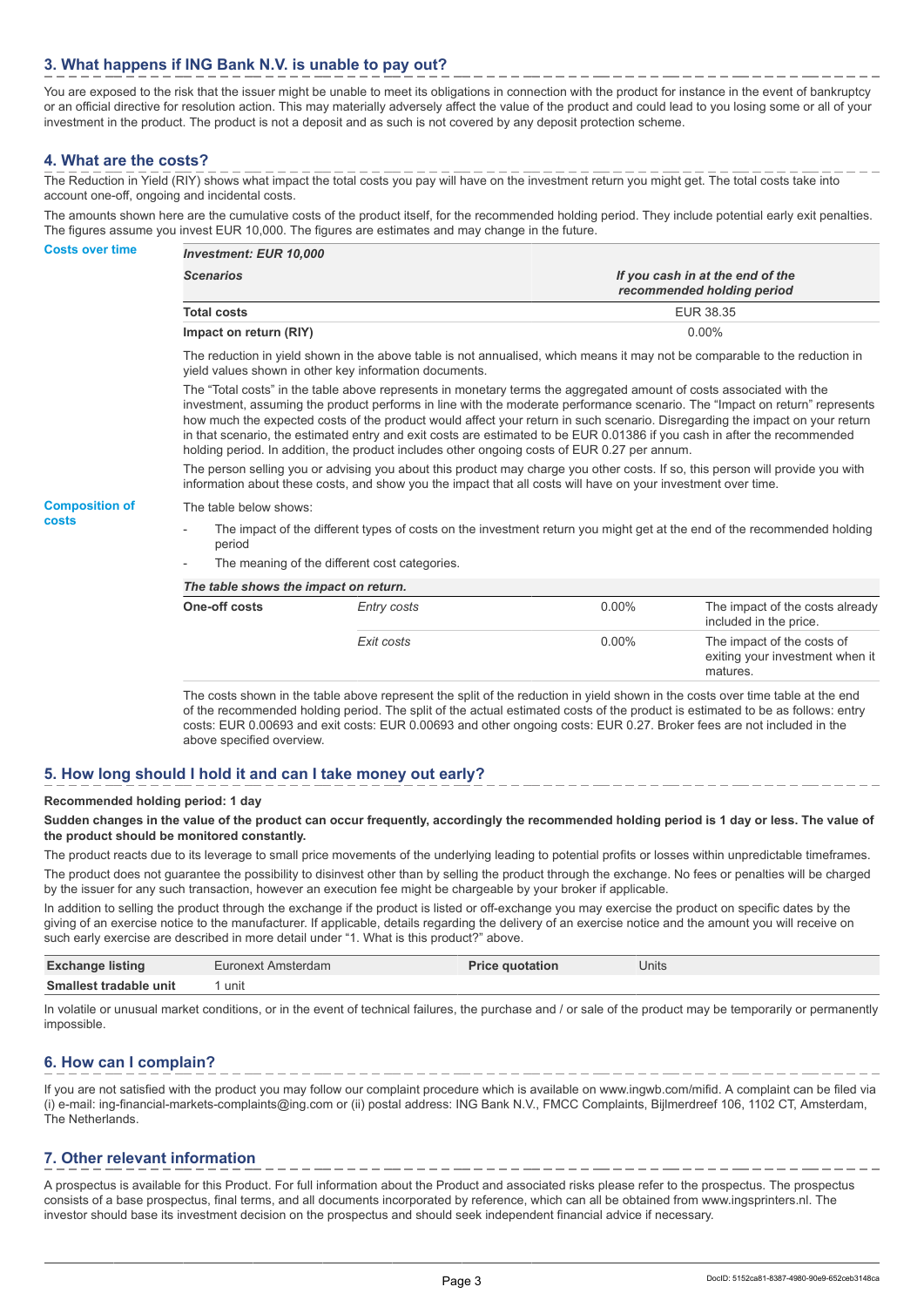## 3. What happens if ING Bank N.V. is unable to pay out?

You are exposed to the risk that the issuer might be unable to meet its obligations in connection with the product for instance in the event of bankruptcy or an official directive for resolution action. This may materially adversely affect the value of the product and could lead to you losing some or all of your investment in the product. The product is not a deposit and as such is not covered by any deposit protection scheme.

## 4. What are the costs?

The Reduction in Yield (RIY) shows what impact the total costs you pay will have on the investment return you might get. The total costs take into account one-off, ongoing and incidental costs.

The amounts shown here are the cumulative costs of the product itself, for the recommended holding period. They include potential early exit penalties. The figures assume you invest EUR 10,000. The figures are estimates and may change in the future.

### Costs over time

| *Investment: EUR 10,000* | |
|---|---|
| ***Scenarios*** | ***If you cash in at the end of the recommended holding period*** |
| **Total costs** | EUR 38.35 |
| **Impact on return (RIY)** | 0.00% |

The reduction in yield shown in the above table is not annualised, which means it may not be comparable to the reduction in yield values shown in other key information documents.

The "Total costs" in the table above represents in monetary terms the aggregated amount of costs associated with the investment, assuming the product performs in line with the moderate performance scenario. The "Impact on return" represents how much the expected costs of the product would affect your return in such scenario. Disregarding the impact on your return in that scenario, the estimated entry and exit costs are estimated to be EUR 0.01386 if you cash in after the recommended holding period. In addition, the product includes other ongoing costs of EUR 0.27 per annum.

The person selling you or advising you about this product may charge you other costs. If so, this person will provide you with information about these costs, and show you the impact that all costs will have on your investment over time.

### Composition of costs

The table below shows:

- The impact of the different types of costs on the investment return you might get at the end of the recommended holding period
- The meaning of the different cost categories.

| *The table shows the impact on return.* | | | |
|---|---|---|---|
| **One-off costs** | *Entry costs* | 0.00% | The impact of the costs already included in the price. |
| | *Exit costs* | 0.00% | The impact of the costs of exiting your investment when it matures. |

The costs shown in the table above represent the split of the reduction in yield shown in the costs over time table at the end of the recommended holding period. The split of the actual estimated costs of the product is estimated to be as follows: entry costs: EUR 0.00693 and exit costs: EUR 0.00693 and other ongoing costs: EUR 0.27. Broker fees are not included in the above specified overview.

## 5. How long should I hold it and can I take money out early?

**Recommended holding period: 1 day**

**Sudden changes in the value of the product can occur frequently, accordingly the recommended holding period is 1 day or less. The value of the product should be monitored constantly.**

The product reacts due to its leverage to small price movements of the underlying leading to potential profits or losses within unpredictable timeframes.

The product does not guarantee the possibility to disinvest other than by selling the product through the exchange. No fees or penalties will be charged by the issuer for any such transaction, however an execution fee might be chargeable by your broker if applicable.

In addition to selling the product through the exchange if the product is listed or off-exchange you may exercise the product on specific dates by the giving of an exercise notice to the manufacturer. If applicable, details regarding the delivery of an exercise notice and the amount you will receive on such early exercise are described in more detail under "1. What is this product?" above.

| **Exchange listing** | Euronext Amsterdam | **Price quotation** | Units |
|---|---|---|---|
| **Smallest tradable unit** | 1 unit | | |

In volatile or unusual market conditions, or in the event of technical failures, the purchase and / or sale of the product may be temporarily or permanently impossible.

## 6. How can I complain?

If you are not satisfied with the product you may follow our complaint procedure which is available on www.ingwb.com/mifid. A complaint can be filed via (i) e-mail: ing-financial-markets-complaints@ing.com or (ii) postal address: ING Bank N.V., FMCC Complaints, Bijlmerdreef 106, 1102 CT, Amsterdam, The Netherlands.

## 7. Other relevant information

A prospectus is available for this Product. For full information about the Product and associated risks please refer to the prospectus. The prospectus consists of a base prospectus, final terms, and all documents incorporated by reference, which can all be obtained from www.ingsprinters.nl. The investor should base its investment decision on the prospectus and should seek independent financial advice if necessary.